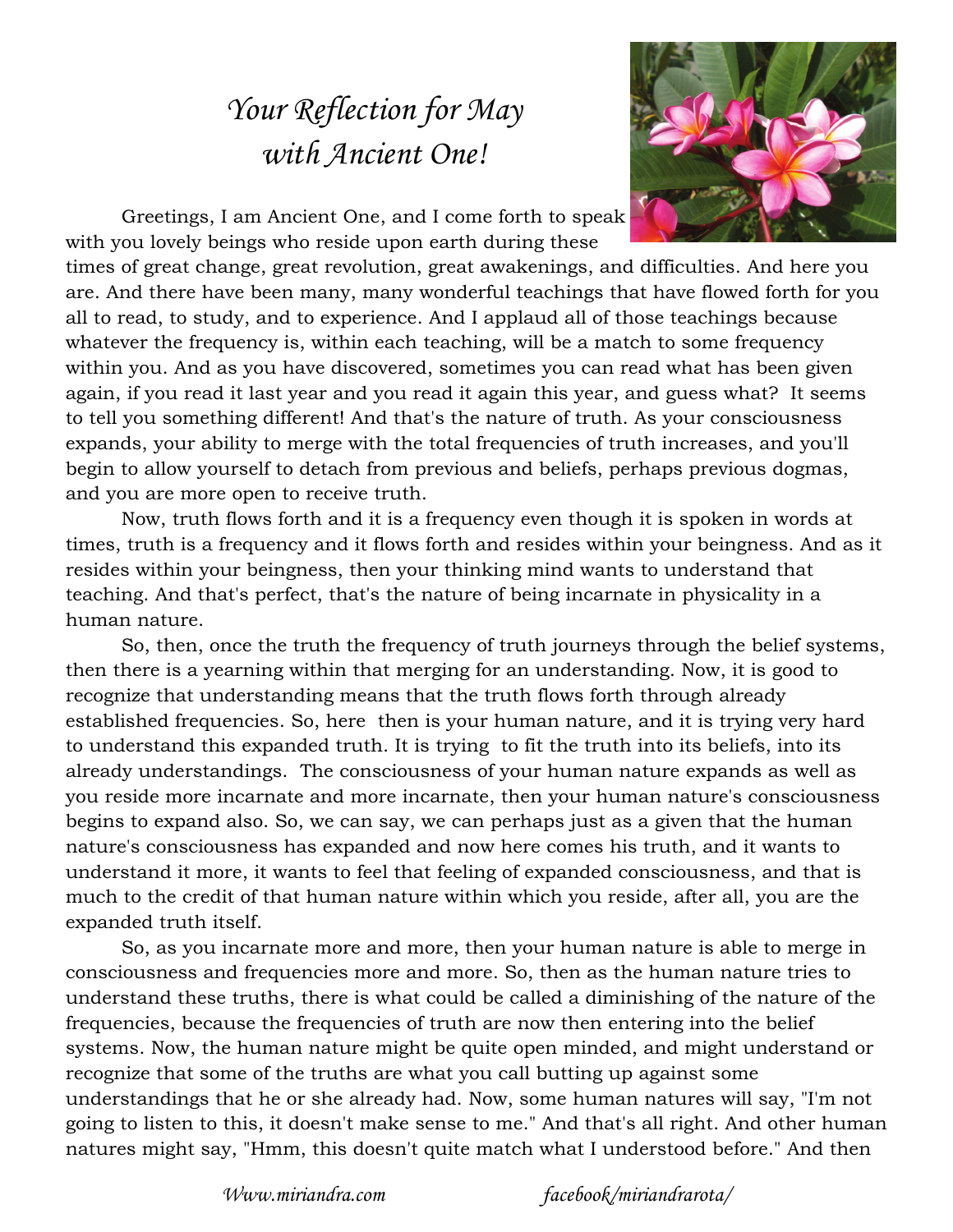# *Your Reflection for May with Ancient One!*

Greetings, I am Ancient One, and I come forth to speak with you lovely beings who reside upon earth during these times of great change, great revolution, great awakenings, and difficulties. And here you are. And there have been many, many wonderful teachings that have flowed forth for you all to read, to study, and to experience. And I applaud all of those teachings because whatever the frequency is, within each teaching, will be a match to some frequency within you. And as you have discovered, sometimes you can read what has been given again, if you read it last year and you read it again this year, and guess what? It seems to tell you something different! And that's the nature of truth. As your consciousness expands, your ability to merge with the total frequencies of truth increases, and you'll begin to allow yourself to detach from previous and beliefs, perhaps previous dogmas, and you are more open to receive truth.

Now, truth flows forth and it is a frequency even though it is spoken in words at times, truth is a frequency and it flows forth and resides within your beingness. And as it resides within your beingness, then your thinking mind wants to understand that teaching. And that's perfect, that's the nature of being incarnate in physicality in a human nature.

So, then, once the truth the frequency of truth journeys through the belief systems, then there is a yearning within that merging for an understanding. Now, it is good to recognize that understanding means that the truth flows forth through already established frequencies. So, here then is your human nature, and it is trying very hard to understand this expanded truth. It is trying to fit the truth into its beliefs, into its already understandings. The consciousness of your human nature expands as well as you reside more incarnate and more incarnate, then your human nature's consciousness begins to expand also. So, we can say, we can perhaps just as a given that the human nature's consciousness has expanded and now here comes his truth, and it wants to understand it more, it wants to feel that feeling of expanded consciousness, and that is much to the credit of that human nature within which you reside, after all, you are the expanded truth itself.

So, as you incarnate more and more, then your human nature is able to merge in consciousness and frequencies more and more. So, then as the human nature tries to understand these truths, there is what could be called a diminishing of the nature of the frequencies, because the frequencies of truth are now then entering into the belief systems. Now, the human nature might be quite open minded, and might understand or recognize that some of the truths are what you call butting up against some understandings that he or she already had. Now, some human natures will say, "I'm not going to listen to this, it doesn't make sense to me." And that's all right. And other human natures might say, "Hmm, this doesn't quite match what I understood before." And then

*Www.miriandra.com* *facebook/miriandrarota/*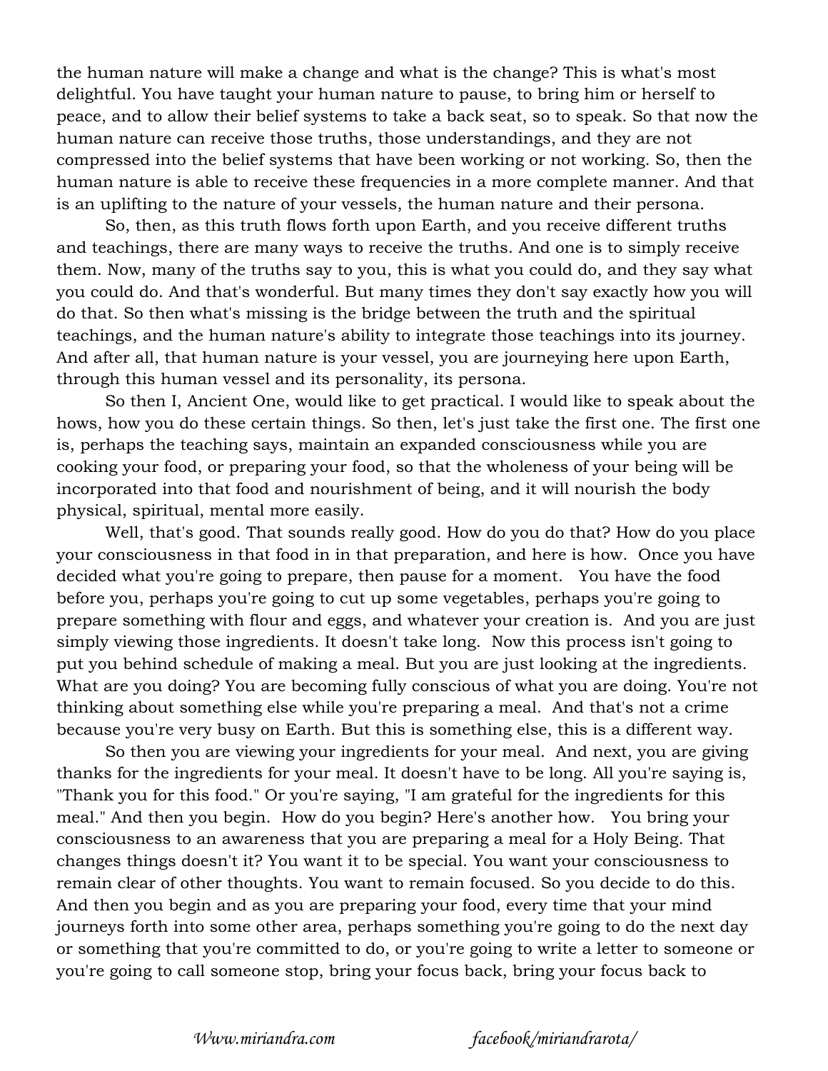the human nature will make a change and what is the change? This is what's most delightful. You have taught your human nature to pause, to bring him or herself to peace, and to allow their belief systems to take a back seat, so to speak. So that now the human nature can receive those truths, those understandings, and they are not compressed into the belief systems that have been working or not working. So, then the human nature is able to receive these frequencies in a more complete manner. And that is an uplifting to the nature of your vessels, the human nature and their persona.

So, then, as this truth flows forth upon Earth, and you receive different truths and teachings, there are many ways to receive the truths. And one is to simply receive them. Now, many of the truths say to you, this is what you could do, and they say what you could do. And that's wonderful. But many times they don't say exactly how you will do that. So then what's missing is the bridge between the truth and the spiritual teachings, and the human nature's ability to integrate those teachings into its journey. And after all, that human nature is your vessel, you are journeying here upon Earth, through this human vessel and its personality, its persona.

So then I, Ancient One, would like to get practical. I would like to speak about the hows, how you do these certain things. So then, let's just take the first one. The first one is, perhaps the teaching says, maintain an expanded consciousness while you are cooking your food, or preparing your food, so that the wholeness of your being will be incorporated into that food and nourishment of being, and it will nourish the body physical, spiritual, mental more easily.

Well, that's good. That sounds really good. How do you do that? How do you place your consciousness in that food in in that preparation, and here is how. Once you have decided what you're going to prepare, then pause for a moment. You have the food before you, perhaps you're going to cut up some vegetables, perhaps you're going to prepare something with flour and eggs, and whatever your creation is. And you are just simply viewing those ingredients. It doesn't take long. Now this process isn't going to put you behind schedule of making a meal. But you are just looking at the ingredients. What are you doing? You are becoming fully conscious of what you are doing. You're not thinking about something else while you're preparing a meal. And that's not a crime because you're very busy on Earth. But this is something else, this is a different way.

So then you are viewing your ingredients for your meal. And next, you are giving thanks for the ingredients for your meal. It doesn't have to be long. All you're saying is, "Thank you for this food." Or you're saying, "I am grateful for the ingredients for this meal." And then you begin. How do you begin? Here's another how. You bring your consciousness to an awareness that you are preparing a meal for a Holy Being. That changes things doesn't it? You want it to be special. You want your consciousness to remain clear of other thoughts. You want to remain focused. So you decide to do this. And then you begin and as you are preparing your food, every time that your mind journeys forth into some other area, perhaps something you're going to do the next day or something that you're committed to do, or you're going to write a letter to someone or you're going to call someone stop, bring your focus back, bring your focus back to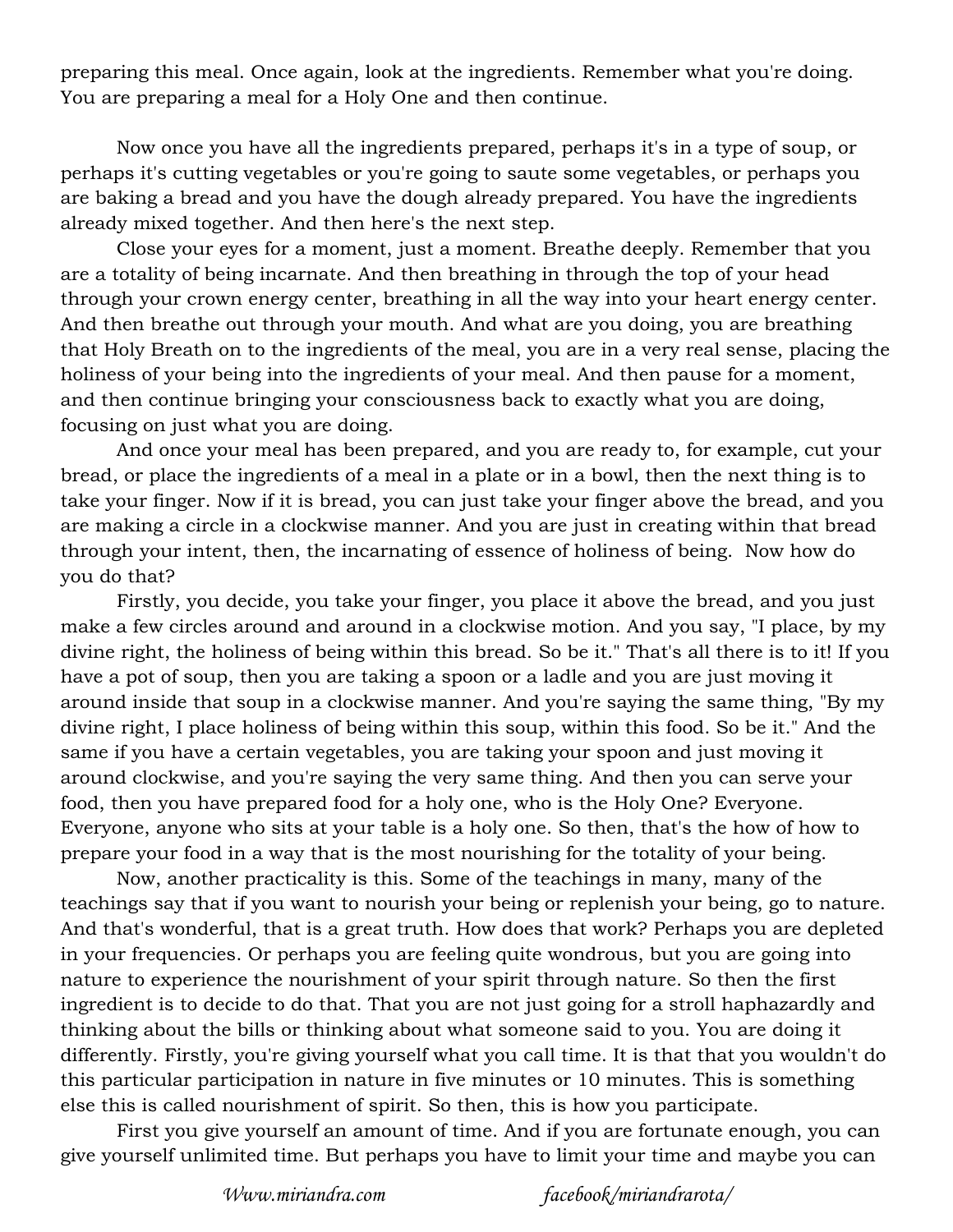preparing this meal. Once again, look at the ingredients. Remember what you're doing. You are preparing a meal for a Holy One and then continue.

Now once you have all the ingredients prepared, perhaps it's in a type of soup, or perhaps it's cutting vegetables or you're going to saute some vegetables, or perhaps you are baking a bread and you have the dough already prepared. You have the ingredients already mixed together. And then here's the next step.

Close your eyes for a moment, just a moment. Breathe deeply. Remember that you are a totality of being incarnate. And then breathing in through the top of your head through your crown energy center, breathing in all the way into your heart energy center. And then breathe out through your mouth. And what are you doing, you are breathing that Holy Breath on to the ingredients of the meal, you are in a very real sense, placing the holiness of your being into the ingredients of your meal. And then pause for a moment, and then continue bringing your consciousness back to exactly what you are doing, focusing on just what you are doing.

And once your meal has been prepared, and you are ready to, for example, cut your bread, or place the ingredients of a meal in a plate or in a bowl, then the next thing is to take your finger. Now if it is bread, you can just take your finger above the bread, and you are making a circle in a clockwise manner. And you are just in creating within that bread through your intent, then, the incarnating of essence of holiness of being. Now how do you do that?

Firstly, you decide, you take your finger, you place it above the bread, and you just make a few circles around and around in a clockwise motion. And you say, "I place, by my divine right, the holiness of being within this bread. So be it." That's all there is to it! If you have a pot of soup, then you are taking a spoon or a ladle and you are just moving it around inside that soup in a clockwise manner. And you're saying the same thing, "By my divine right, I place holiness of being within this soup, within this food. So be it." And the same if you have a certain vegetables, you are taking your spoon and just moving it around clockwise, and you're saying the very same thing. And then you can serve your food, then you have prepared food for a holy one, who is the Holy One? Everyone. Everyone, anyone who sits at your table is a holy one. So then, that's the how of how to prepare your food in a way that is the most nourishing for the totality of your being.

Now, another practicality is this. Some of the teachings in many, many of the teachings say that if you want to nourish your being or replenish your being, go to nature. And that's wonderful, that is a great truth. How does that work? Perhaps you are depleted in your frequencies. Or perhaps you are feeling quite wondrous, but you are going into nature to experience the nourishment of your spirit through nature. So then the first ingredient is to decide to do that. That you are not just going for a stroll haphazardly and thinking about the bills or thinking about what someone said to you. You are doing it differently. Firstly, you're giving yourself what you call time. It is that that you wouldn't do this particular participation in nature in five minutes or 10 minutes. This is something else this is called nourishment of spirit. So then, this is how you participate.

First you give yourself an amount of time. And if you are fortunate enough, you can give yourself unlimited time. But perhaps you have to limit your time and maybe you can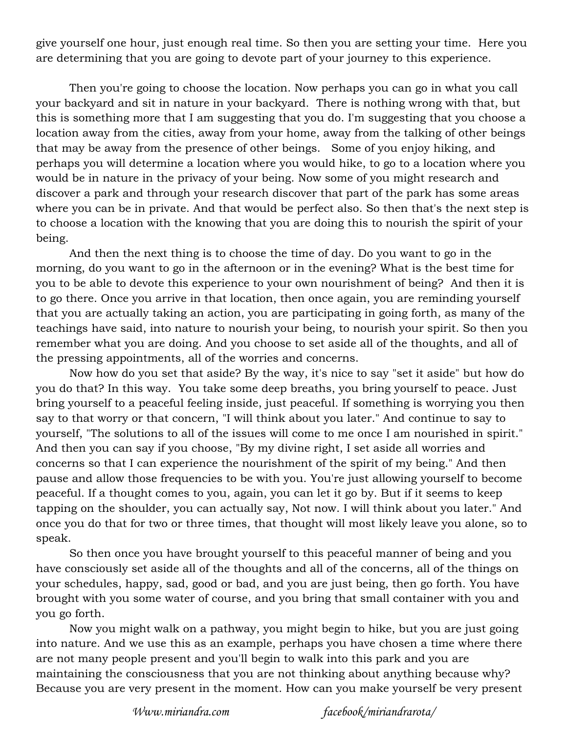give yourself one hour, just enough real time. So then you are setting your time.  Here you are determining that you are going to devote part of your journey to this experience.

Then you're going to choose the location. Now perhaps you can go in what you call your backyard and sit in nature in your backyard.  There is nothing wrong with that, but this is something more that I am suggesting that you do. I'm suggesting that you choose a location away from the cities, away from your home, away from the talking of other beings that may be away from the presence of other beings.   Some of you enjoy hiking, and perhaps you will determine a location where you would hike, to go to a location where you would be in nature in the privacy of your being. Now some of you might research and discover a park and through your research discover that part of the park has some areas where you can be in private. And that would be perfect also. So then that's the next step is to choose a location with the knowing that you are doing this to nourish the spirit of your being.

And then the next thing is to choose the time of day. Do you want to go in the morning, do you want to go in the afternoon or in the evening? What is the best time for you to be able to devote this experience to your own nourishment of being?  And then it is to go there. Once you arrive in that location, then once again, you are reminding yourself that you are actually taking an action, you are participating in going forth, as many of the teachings have said, into nature to nourish your being, to nourish your spirit. So then you remember what you are doing. And you choose to set aside all of the thoughts, and all of the pressing appointments, all of the worries and concerns.

Now how do you set that aside? By the way, it's nice to say "set it aside" but how do you do that? In this way.  You take some deep breaths, you bring yourself to peace. Just bring yourself to a peaceful feeling inside, just peaceful. If something is worrying you then say to that worry or that concern, "I will think about you later." And continue to say to yourself, "The solutions to all of the issues will come to me once I am nourished in spirit." And then you can say if you choose, "By my divine right, I set aside all worries and concerns so that I can experience the nourishment of the spirit of my being." And then pause and allow those frequencies to be with you. You're just allowing yourself to become peaceful. If a thought comes to you, again, you can let it go by. But if it seems to keep tapping on the shoulder, you can actually say, Not now. I will think about you later." And once you do that for two or three times, that thought will most likely leave you alone, so to speak.

So then once you have brought yourself to this peaceful manner of being and you have consciously set aside all of the thoughts and all of the concerns, all of the things on your schedules, happy, sad, good or bad, and you are just being, then go forth. You have brought with you some water of course, and you bring that small container with you and you go forth.

Now you might walk on a pathway, you might begin to hike, but you are just going into nature. And we use this as an example, perhaps you have chosen a time where there are not many people present and you'll begin to walk into this park and you are maintaining the consciousness that you are not thinking about anything because why? Because you are very present in the moment. How can you make yourself be very present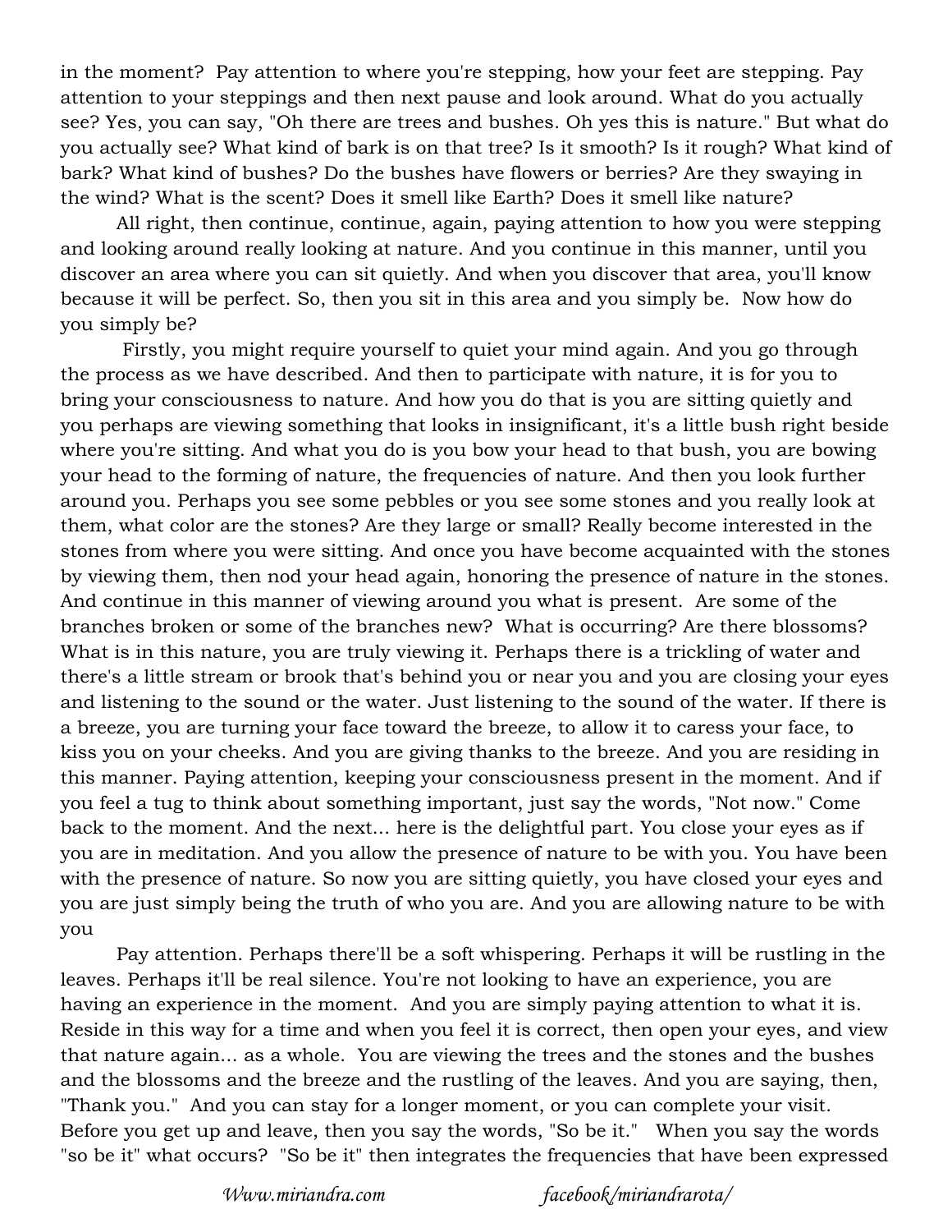in the moment? Pay attention to where you're stepping, how your feet are stepping. Pay attention to your steppings and then next pause and look around. What do you actually see? Yes, you can say, "Oh there are trees and bushes. Oh yes this is nature." But what do you actually see? What kind of bark is on that tree? Is it smooth? Is it rough? What kind of bark? What kind of bushes? Do the bushes have flowers or berries? Are they swaying in the wind? What is the scent? Does it smell like Earth? Does it smell like nature?

All right, then continue, continue, again, paying attention to how you were stepping and looking around really looking at nature. And you continue in this manner, until you discover an area where you can sit quietly. And when you discover that area, you'll know because it will be perfect. So, then you sit in this area and you simply be. Now how do you simply be?

Firstly, you might require yourself to quiet your mind again. And you go through the process as we have described. And then to participate with nature, it is for you to bring your consciousness to nature. And how you do that is you are sitting quietly and you perhaps are viewing something that looks in insignificant, it's a little bush right beside where you're sitting. And what you do is you bow your head to that bush, you are bowing your head to the forming of nature, the frequencies of nature. And then you look further around you. Perhaps you see some pebbles or you see some stones and you really look at them, what color are the stones? Are they large or small? Really become interested in the stones from where you were sitting. And once you have become acquainted with the stones by viewing them, then nod your head again, honoring the presence of nature in the stones. And continue in this manner of viewing around you what is present. Are some of the branches broken or some of the branches new? What is occurring? Are there blossoms? What is in this nature, you are truly viewing it. Perhaps there is a trickling of water and there's a little stream or brook that's behind you or near you and you are closing your eyes and listening to the sound or the water. Just listening to the sound of the water. If there is a breeze, you are turning your face toward the breeze, to allow it to caress your face, to kiss you on your cheeks. And you are giving thanks to the breeze. And you are residing in this manner. Paying attention, keeping your consciousness present in the moment. And if you feel a tug to think about something important, just say the words, "Not now." Come back to the moment. And the next... here is the delightful part. You close your eyes as if you are in meditation. And you allow the presence of nature to be with you. You have been with the presence of nature. So now you are sitting quietly, you have closed your eyes and you are just simply being the truth of who you are. And you are allowing nature to be with you

Pay attention. Perhaps there'll be a soft whispering. Perhaps it will be rustling in the leaves. Perhaps it'll be real silence. You're not looking to have an experience, you are having an experience in the moment. And you are simply paying attention to what it is. Reside in this way for a time and when you feel it is correct, then open your eyes, and view that nature again... as a whole. You are viewing the trees and the stones and the bushes and the blossoms and the breeze and the rustling of the leaves. And you are saying, then, "Thank you." And you can stay for a longer moment, or you can complete your visit. Before you get up and leave, then you say the words, "So be it." When you say the words "so be it" what occurs? "So be it" then integrates the frequencies that have been expressed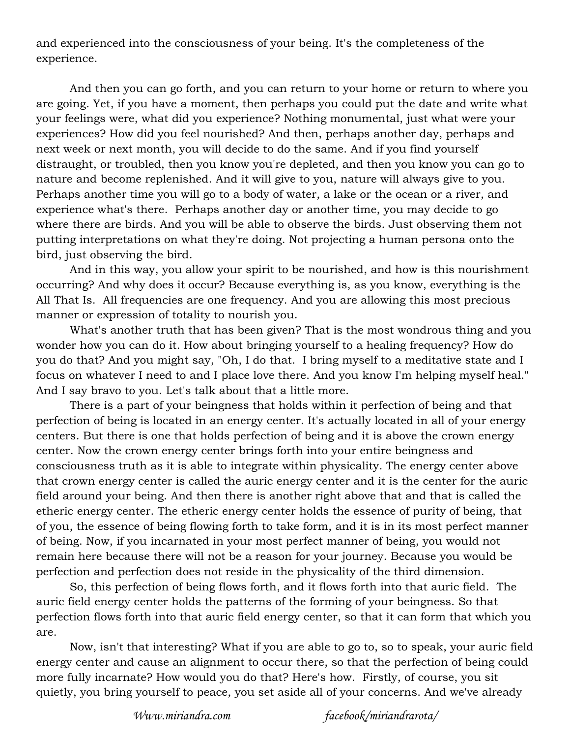and experienced into the consciousness of your being. It's the completeness of the experience.

And then you can go forth, and you can return to your home or return to where you are going. Yet, if you have a moment, then perhaps you could put the date and write what your feelings were, what did you experience? Nothing monumental, just what were your experiences? How did you feel nourished? And then, perhaps another day, perhaps and next week or next month, you will decide to do the same. And if you find yourself distraught, or troubled, then you know you're depleted, and then you know you can go to nature and become replenished. And it will give to you, nature will always give to you. Perhaps another time you will go to a body of water, a lake or the ocean or a river, and experience what's there. Perhaps another day or another time, you may decide to go where there are birds. And you will be able to observe the birds. Just observing them not putting interpretations on what they're doing. Not projecting a human persona onto the bird, just observing the bird.

And in this way, you allow your spirit to be nourished, and how is this nourishment occurring? And why does it occur? Because everything is, as you know, everything is the All That Is. All frequencies are one frequency. And you are allowing this most precious manner or expression of totality to nourish you.

What's another truth that has been given? That is the most wondrous thing and you wonder how you can do it. How about bringing yourself to a healing frequency? How do you do that? And you might say, "Oh, I do that. I bring myself to a meditative state and I focus on whatever I need to and I place love there. And you know I'm helping myself heal." And I say bravo to you. Let's talk about that a little more.

There is a part of your beingness that holds within it perfection of being and that perfection of being is located in an energy center. It's actually located in all of your energy centers. But there is one that holds perfection of being and it is above the crown energy center. Now the crown energy center brings forth into your entire beingness and consciousness truth as it is able to integrate within physicality. The energy center above that crown energy center is called the auric energy center and it is the center for the auric field around your being. And then there is another right above that and that is called the etheric energy center. The etheric energy center holds the essence of purity of being, that of you, the essence of being flowing forth to take form, and it is in its most perfect manner of being. Now, if you incarnated in your most perfect manner of being, you would not remain here because there will not be a reason for your journey. Because you would be perfection and perfection does not reside in the physicality of the third dimension.

So, this perfection of being flows forth, and it flows forth into that auric field. The auric field energy center holds the patterns of the forming of your beingness. So that perfection flows forth into that auric field energy center, so that it can form that which you are.

Now, isn't that interesting? What if you are able to go to, so to speak, your auric field energy center and cause an alignment to occur there, so that the perfection of being could more fully incarnate? How would you do that? Here's how. Firstly, of course, you sit quietly, you bring yourself to peace, you set aside all of your concerns. And we've already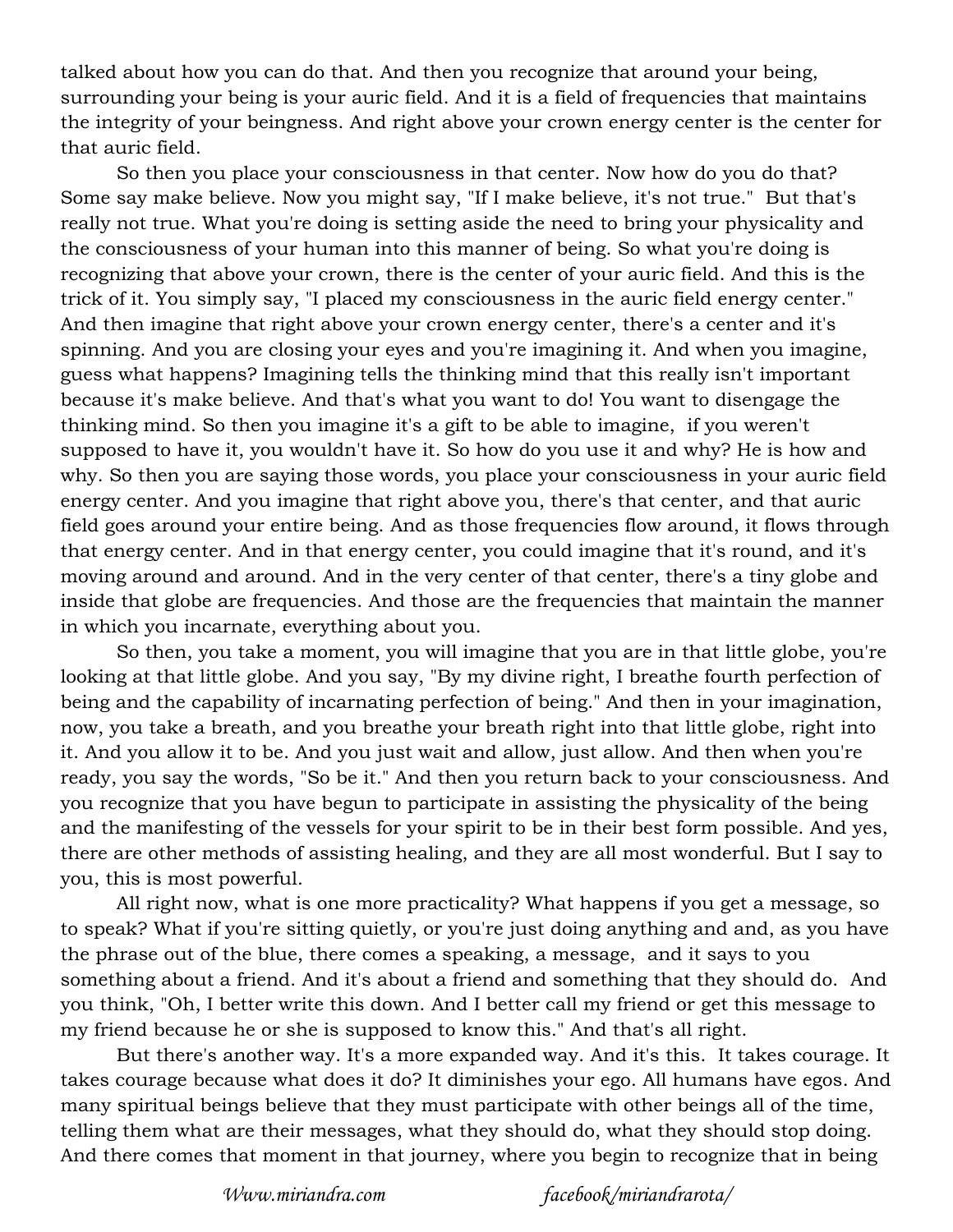talked about how you can do that. And then you recognize that around your being, surrounding your being is your auric field. And it is a field of frequencies that maintains the integrity of your beingness. And right above your crown energy center is the center for that auric field.

So then you place your consciousness in that center. Now how do you do that? Some say make believe. Now you might say, "If I make believe, it's not true." But that's really not true. What you're doing is setting aside the need to bring your physicality and the consciousness of your human into this manner of being. So what you're doing is recognizing that above your crown, there is the center of your auric field. And this is the trick of it. You simply say, "I placed my consciousness in the auric field energy center." And then imagine that right above your crown energy center, there's a center and it's spinning. And you are closing your eyes and you're imagining it. And when you imagine, guess what happens? Imagining tells the thinking mind that this really isn't important because it's make believe. And that's what you want to do! You want to disengage the thinking mind. So then you imagine it's a gift to be able to imagine, if you weren't supposed to have it, you wouldn't have it. So how do you use it and why? He is how and why. So then you are saying those words, you place your consciousness in your auric field energy center. And you imagine that right above you, there's that center, and that auric field goes around your entire being. And as those frequencies flow around, it flows through that energy center. And in that energy center, you could imagine that it's round, and it's moving around and around. And in the very center of that center, there's a tiny globe and inside that globe are frequencies. And those are the frequencies that maintain the manner in which you incarnate, everything about you.

So then, you take a moment, you will imagine that you are in that little globe, you're looking at that little globe. And you say, "By my divine right, I breathe fourth perfection of being and the capability of incarnating perfection of being." And then in your imagination, now, you take a breath, and you breathe your breath right into that little globe, right into it. And you allow it to be. And you just wait and allow, just allow. And then when you're ready, you say the words, "So be it." And then you return back to your consciousness. And you recognize that you have begun to participate in assisting the physicality of the being and the manifesting of the vessels for your spirit to be in their best form possible. And yes, there are other methods of assisting healing, and they are all most wonderful. But I say to you, this is most powerful.

All right now, what is one more practicality? What happens if you get a message, so to speak? What if you're sitting quietly, or you're just doing anything and and, as you have the phrase out of the blue, there comes a speaking, a message, and it says to you something about a friend. And it's about a friend and something that they should do. And you think, "Oh, I better write this down. And I better call my friend or get this message to my friend because he or she is supposed to know this." And that's all right.

But there's another way. It's a more expanded way. And it's this. It takes courage. It takes courage because what does it do? It diminishes your ego. All humans have egos. And many spiritual beings believe that they must participate with other beings all of the time, telling them what are their messages, what they should do, what they should stop doing. And there comes that moment in that journey, where you begin to recognize that in being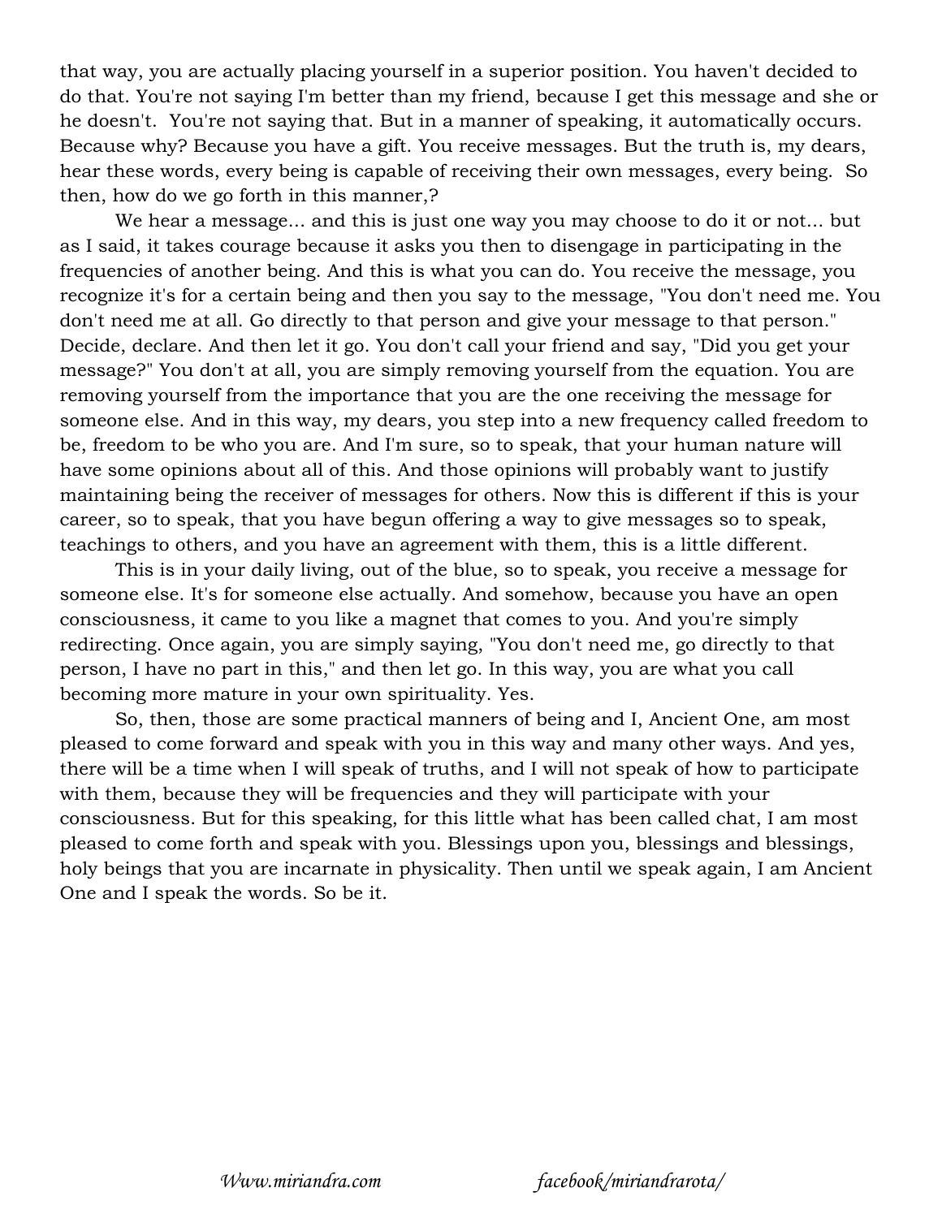that way, you are actually placing yourself in a superior position. You haven't decided to do that. You're not saying I'm better than my friend, because I get this message and she or he doesn't. You're not saying that. But in a manner of speaking, it automatically occurs. Because why? Because you have a gift. You receive messages. But the truth is, my dears, hear these words, every being is capable of receiving their own messages, every being. So then, how do we go forth in this manner,?

We hear a message... and this is just one way you may choose to do it or not... but as I said, it takes courage because it asks you then to disengage in participating in the frequencies of another being. And this is what you can do. You receive the message, you recognize it's for a certain being and then you say to the message, "You don't need me. You don't need me at all. Go directly to that person and give your message to that person." Decide, declare. And then let it go. You don't call your friend and say, "Did you get your message?" You don't at all, you are simply removing yourself from the equation. You are removing yourself from the importance that you are the one receiving the message for someone else. And in this way, my dears, you step into a new frequency called freedom to be, freedom to be who you are. And I'm sure, so to speak, that your human nature will have some opinions about all of this. And those opinions will probably want to justify maintaining being the receiver of messages for others. Now this is different if this is your career, so to speak, that you have begun offering a way to give messages so to speak, teachings to others, and you have an agreement with them, this is a little different.

This is in your daily living, out of the blue, so to speak, you receive a message for someone else. It's for someone else actually. And somehow, because you have an open consciousness, it came to you like a magnet that comes to you. And you're simply redirecting. Once again, you are simply saying, "You don't need me, go directly to that person, I have no part in this," and then let go. In this way, you are what you call becoming more mature in your own spirituality. Yes.

So, then, those are some practical manners of being and I, Ancient One, am most pleased to come forward and speak with you in this way and many other ways. And yes, there will be a time when I will speak of truths, and I will not speak of how to participate with them, because they will be frequencies and they will participate with your consciousness. But for this speaking, for this little what has been called chat, I am most pleased to come forth and speak with you. Blessings upon you, blessings and blessings, holy beings that you are incarnate in physicality. Then until we speak again, I am Ancient One and I speak the words. So be it.